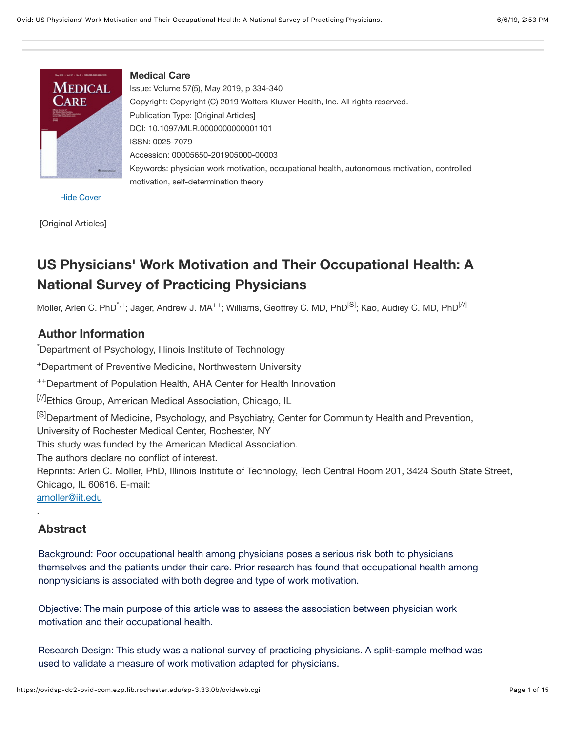**Medical Care**

Issue: Volume 57(5), May 2019, p 334-340

Copyright: Copyright (C) 2019 Wolters Kluwer Health, Inc. All rights reserved.

Publication Type: [Original Articles]

DOI: 10.1097/MLR.0000000000001101

ISSN: 0025-7079

Accession: 00005650-201905000-00003

Keywords: physician work motivation, occupational health, autonomous motivation, controlled motivation, self-determination theory

[Original Articles]

# US Physicians' Work Motivation and Their Occupational Health: A National Survey of Practicing Physicians

Moller, Arlen C. PhD[*,+]; Jager, Andrew J. MA[++]; Williams, Geoffrey C. MD, PhD[S]; Kao, Audiey C. MD, PhD[//]

## Author Information

[*]Department of Psychology, Illinois Institute of Technology

[+]Department of Preventive Medicine, Northwestern University

[++]Department of Population Health, AHA Center for Health Innovation

[//]Ethics Group, American Medical Association, Chicago, IL

[S]Department of Medicine, Psychology, and Psychiatry, Center for Community Health and Prevention, University of Rochester Medical Center, Rochester, NY

This study was funded by the American Medical Association.

The authors declare no conflict of interest.

Reprints: Arlen C. Moller, PhD, Illinois Institute of Technology, Tech Central Room 201, 3424 South State Street, Chicago, IL 60616. E-mail: amoller@iit.edu

.

## Abstract

Background: Poor occupational health among physicians poses a serious risk both to physicians themselves and the patients under their care. Prior research has found that occupational health among nonphysicians is associated with both degree and type of work motivation.

Objective: The main purpose of this article was to assess the association between physician work motivation and their occupational health.

Research Design: This study was a national survey of practicing physicians. A split-sample method was used to validate a measure of work motivation adapted for physicians.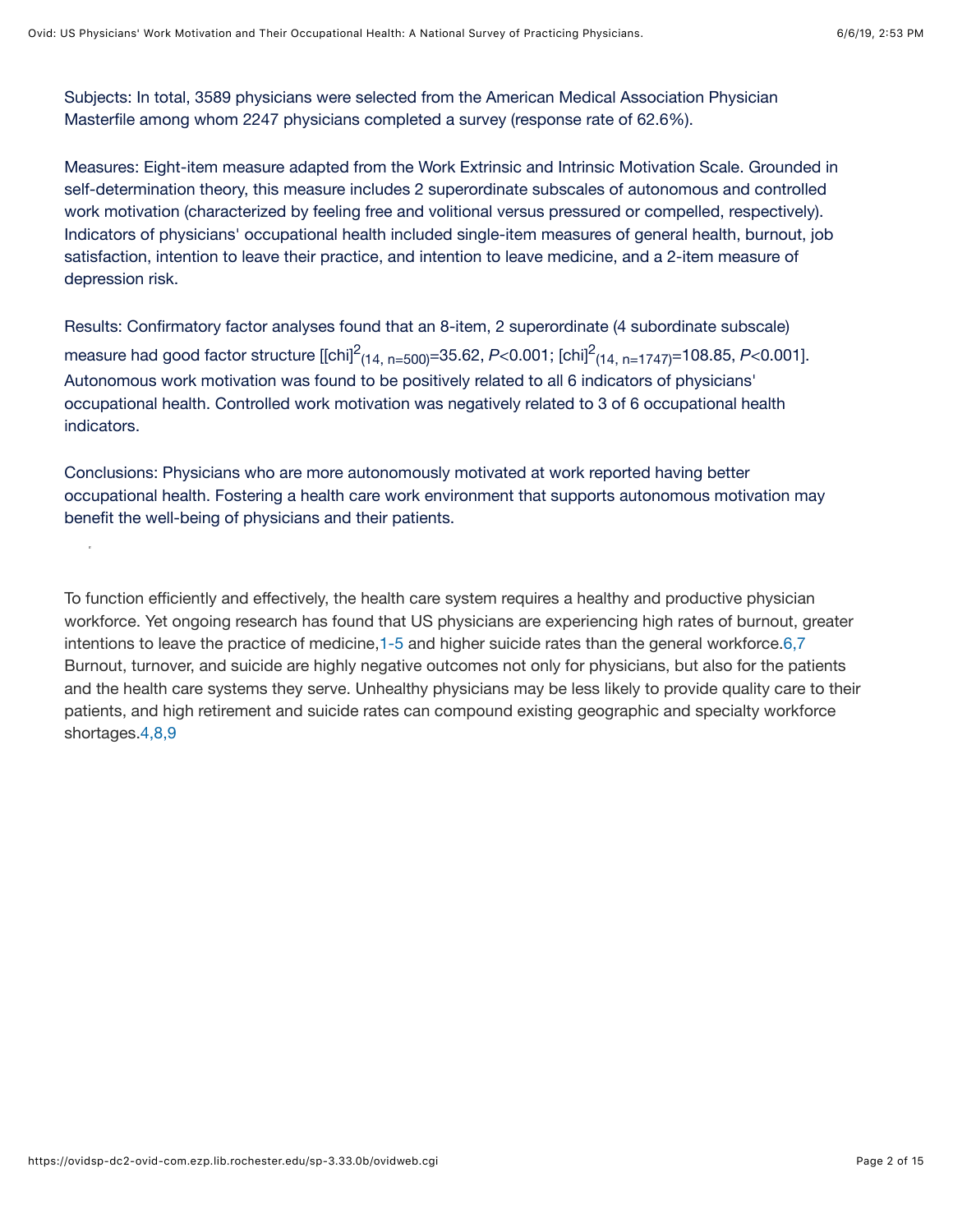Subjects: In total, 3589 physicians were selected from the American Medical Association Physician Masterfile among whom 2247 physicians completed a survey (response rate of 62.6%).

Measures: Eight-item measure adapted from the Work Extrinsic and Intrinsic Motivation Scale. Grounded in self-determination theory, this measure includes 2 superordinate subscales of autonomous and controlled work motivation (characterized by feeling free and volitional versus pressured or compelled, respectively). Indicators of physicians' occupational health included single-item measures of general health, burnout, job satisfaction, intention to leave their practice, and intention to leave medicine, and a 2-item measure of depression risk.

Results: Confirmatory factor analyses found that an 8-item, 2 superordinate (4 subordinate subscale) measure had good factor structure [$\chi^2_{(14,\ n=500)}=35.62$, $P<0.001$; $\chi^2_{(14,\ n=1747)}=108.85$, $P<0.001$]. Autonomous work motivation was found to be positively related to all 6 indicators of physicians' occupational health. Controlled work motivation was negatively related to 3 of 6 occupational health indicators.

Conclusions: Physicians who are more autonomously motivated at work reported having better occupational health. Fostering a health care work environment that supports autonomous motivation may benefit the well-being of physicians and their patients.

To function efficiently and effectively, the health care system requires a healthy and productive physician workforce. Yet ongoing research has found that US physicians are experiencing high rates of burnout, greater intentions to leave the practice of medicine,[1-5] and higher suicide rates than the general workforce.[6,7] Burnout, turnover, and suicide are highly negative outcomes not only for physicians, but also for the patients and the health care systems they serve. Unhealthy physicians may be less likely to provide quality care to their patients, and high retirement and suicide rates can compound existing geographic and specialty workforce shortages.[4,8,9]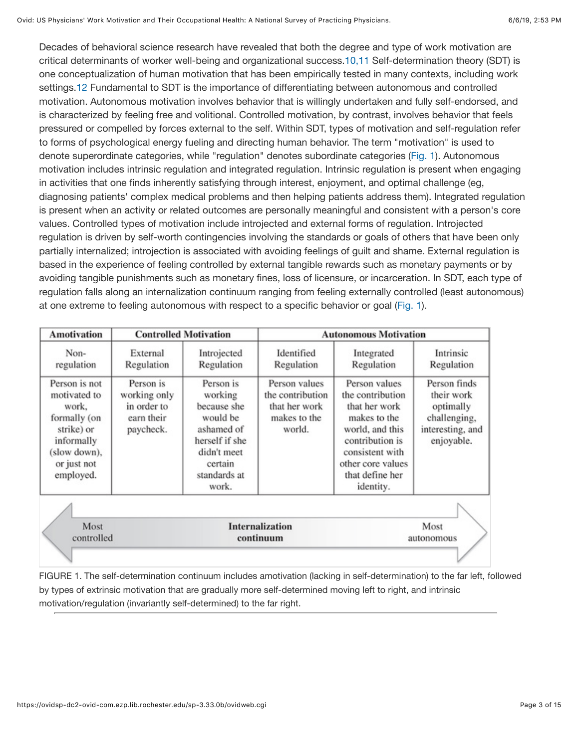Decades of behavioral science research have revealed that both the degree and type of work motivation are critical determinants of worker well-being and organizational success.[10,11] Self-determination theory (SDT) is one conceptualization of human motivation that has been empirically tested in many contexts, including work settings.[12] Fundamental to SDT is the importance of differentiating between autonomous and controlled motivation. Autonomous motivation involves behavior that is willingly undertaken and fully self-endorsed, and is characterized by feeling free and volitional. Controlled motivation, by contrast, involves behavior that feels pressured or compelled by forces external to the self. Within SDT, types of motivation and self-regulation refer to forms of psychological energy fueling and directing human behavior. The term "motivation" is used to denote superordinate categories, while "regulation" denotes subordinate categories (Fig. 1). Autonomous motivation includes intrinsic regulation and integrated regulation. Intrinsic regulation is present when engaging in activities that one finds inherently satisfying through interest, enjoyment, and optimal challenge (eg, diagnosing patients' complex medical problems and then helping patients address them). Integrated regulation is present when an activity or related outcomes are personally meaningful and consistent with a person's core values. Controlled types of motivation include introjected and external forms of regulation. Introjected regulation is driven by self-worth contingencies involving the standards or goals of others that have been only partially internalized; introjection is associated with avoiding feelings of guilt and shame. External regulation is based in the experience of feeling controlled by external tangible rewards such as monetary payments or by avoiding tangible punishments such as monetary fines, loss of licensure, or incarceration. In SDT, each type of regulation falls along an internalization continuum ranging from feeling externally controlled (least autonomous) at one extreme to feeling autonomous with respect to a specific behavior or goal (Fig. 1).

| Amotivation | Controlled Motivation | | Autonomous Motivation | | |
|---|---|---|---|---|---|
| Non-regulation | External Regulation | Introjected Regulation | Identified Regulation | Integrated Regulation | Intrinsic Regulation |
| Person is not motivated to work, formally (on strike) or informally (slow down), or just not employed. | Person is working only in order to earn their paycheck. | Person is working because she would be ashamed of herself if she didn't meet certain standards at work. | Person values the contribution that her work makes to the world. | Person values the contribution that her work makes to the world, and this contribution is consistent with other core values that define her identity. | Person finds their work optimally challenging, interesting, and enjoyable. |

Most controlled ← **Internalization continuum** → Most autonomous

FIGURE 1. The self-determination continuum includes amotivation (lacking in self-determination) to the far left, followed by types of extrinsic motivation that are gradually more self-determined moving left to right, and intrinsic motivation/regulation (invariantly self-determined) to the far right.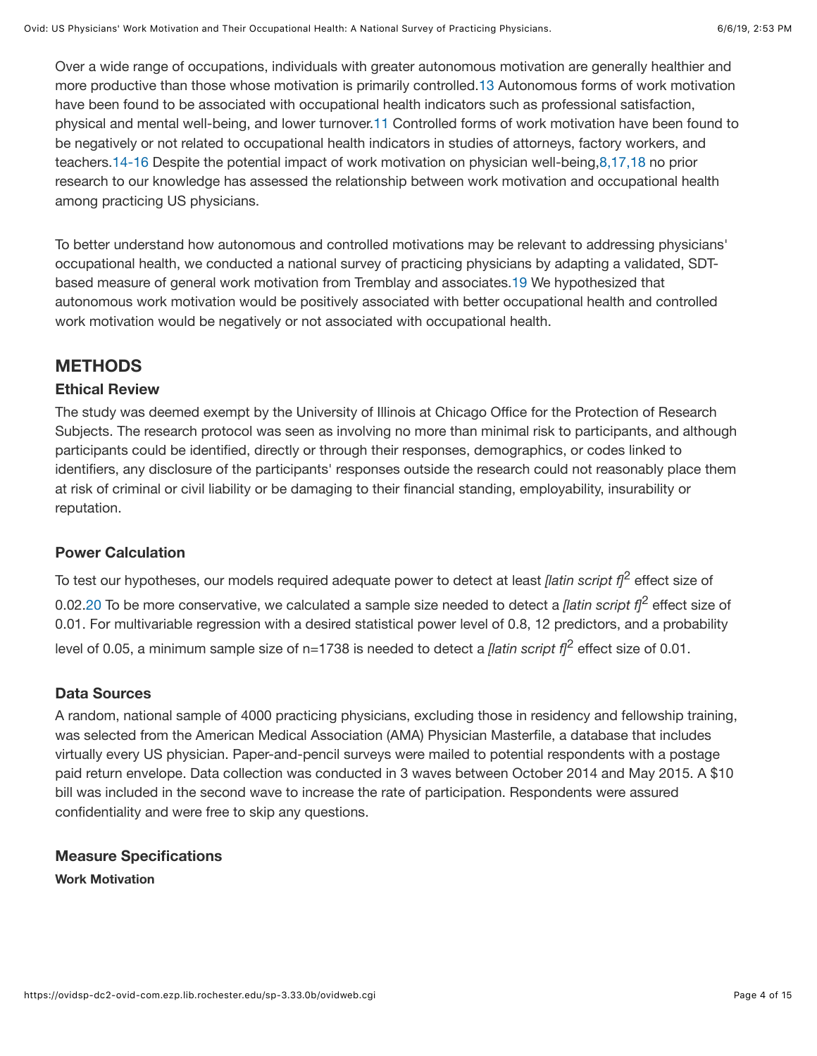Over a wide range of occupations, individuals with greater autonomous motivation are generally healthier and more productive than those whose motivation is primarily controlled.[13] Autonomous forms of work motivation have been found to be associated with occupational health indicators such as professional satisfaction, physical and mental well-being, and lower turnover.[11] Controlled forms of work motivation have been found to be negatively or not related to occupational health indicators in studies of attorneys, factory workers, and teachers.[14-16] Despite the potential impact of work motivation on physician well-being,[8,17,18] no prior research to our knowledge has assessed the relationship between work motivation and occupational health among practicing US physicians.

To better understand how autonomous and controlled motivations may be relevant to addressing physicians' occupational health, we conducted a national survey of practicing physicians by adapting a validated, SDT-based measure of general work motivation from Tremblay and associates.[19] We hypothesized that autonomous work motivation would be positively associated with better occupational health and controlled work motivation would be negatively or not associated with occupational health.

## METHODS

### Ethical Review

The study was deemed exempt by the University of Illinois at Chicago Office for the Protection of Research Subjects. The research protocol was seen as involving no more than minimal risk to participants, and although participants could be identified, directly or through their responses, demographics, or codes linked to identifiers, any disclosure of the participants' responses outside the research could not reasonably place them at risk of criminal or civil liability or be damaging to their financial standing, employability, insurability or reputation.

### Power Calculation

To test our hypotheses, our models required adequate power to detect at least *[latin script f]*$^2$ effect size of 0.02.[20] To be more conservative, we calculated a sample size needed to detect a *[latin script f]*$^2$ effect size of 0.01. For multivariable regression with a desired statistical power level of 0.8, 12 predictors, and a probability level of 0.05, a minimum sample size of n=1738 is needed to detect a *[latin script f]*$^2$ effect size of 0.01.

### Data Sources

A random, national sample of 4000 practicing physicians, excluding those in residency and fellowship training, was selected from the American Medical Association (AMA) Physician Masterfile, a database that includes virtually every US physician. Paper-and-pencil surveys were mailed to potential respondents with a postage paid return envelope. Data collection was conducted in 3 waves between October 2014 and May 2015. A $10 bill was included in the second wave to increase the rate of participation. Respondents were assured confidentiality and were free to skip any questions.

### Measure Specifications

#### Work Motivation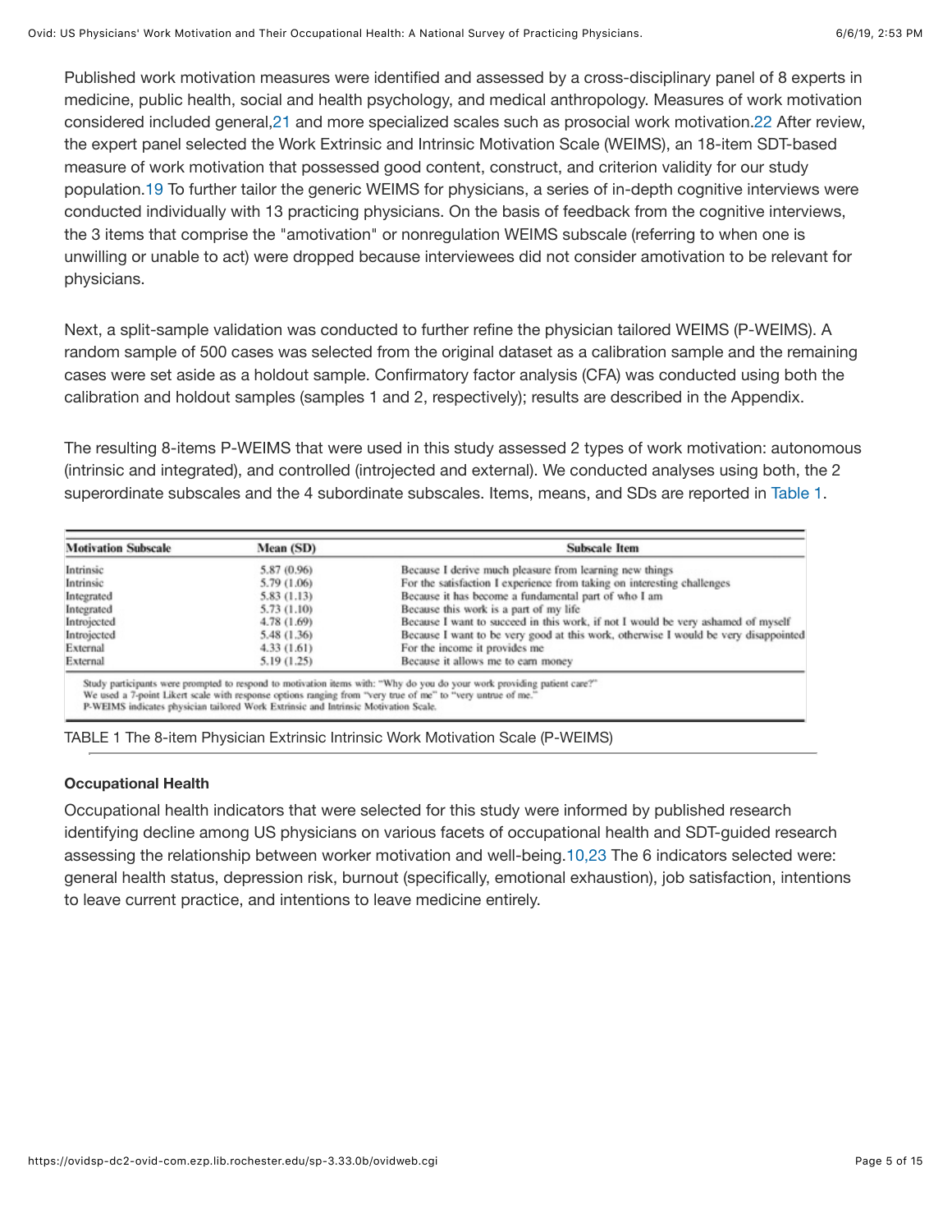Published work motivation measures were identified and assessed by a cross-disciplinary panel of 8 experts in medicine, public health, social and health psychology, and medical anthropology. Measures of work motivation considered included general,[21] and more specialized scales such as prosocial work motivation.[22] After review, the expert panel selected the Work Extrinsic and Intrinsic Motivation Scale (WEIMS), an 18-item SDT-based measure of work motivation that possessed good content, construct, and criterion validity for our study population.[19] To further tailor the generic WEIMS for physicians, a series of in-depth cognitive interviews were conducted individually with 13 practicing physicians. On the basis of feedback from the cognitive interviews, the 3 items that comprise the "amotivation" or nonregulation WEIMS subscale (referring to when one is unwilling or unable to act) were dropped because interviewees did not consider amotivation to be relevant for physicians.

Next, a split-sample validation was conducted to further refine the physician tailored WEIMS (P-WEIMS). A random sample of 500 cases was selected from the original dataset as a calibration sample and the remaining cases were set aside as a holdout sample. Confirmatory factor analysis (CFA) was conducted using both the calibration and holdout samples (samples 1 and 2, respectively); results are described in the Appendix.

The resulting 8-items P-WEIMS that were used in this study assessed 2 types of work motivation: autonomous (intrinsic and integrated), and controlled (introjected and external). We conducted analyses using both, the 2 superordinate subscales and the 4 subordinate subscales. Items, means, and SDs are reported in Table 1.

| Motivation Subscale | Mean (SD) | Subscale Item |
|---|---|---|
| Intrinsic | 5.87 (0.96) | Because I derive much pleasure from learning new things |
| Intrinsic | 5.79 (1.06) | For the satisfaction I experience from taking on interesting challenges |
| Integrated | 5.83 (1.13) | Because it has become a fundamental part of who I am |
| Integrated | 5.73 (1.10) | Because this work is a part of my life |
| Introjected | 4.78 (1.69) | Because I want to succeed in this work, if not I would be very ashamed of myself |
| Introjected | 5.48 (1.36) | Because I want to be very good at this work, otherwise I would be very disappointed |
| External | 4.33 (1.61) | For the income it provides me |
| External | 5.19 (1.25) | Because it allows me to earn money |

Study participants were prompted to respond to motivation items with: "Why do you do your work providing patient care?"
We used a 7-point Likert scale with response options ranging from "very true of me" to "very untrue of me."
P-WEIMS indicates physician tailored Work Extrinsic and Intrinsic Motivation Scale.

TABLE 1 The 8-item Physician Extrinsic Intrinsic Work Motivation Scale (P-WEIMS)

### Occupational Health

Occupational health indicators that were selected for this study were informed by published research identifying decline among US physicians on various facets of occupational health and SDT-guided research assessing the relationship between worker motivation and well-being.[10,23] The 6 indicators selected were: general health status, depression risk, burnout (specifically, emotional exhaustion), job satisfaction, intentions to leave current practice, and intentions to leave medicine entirely.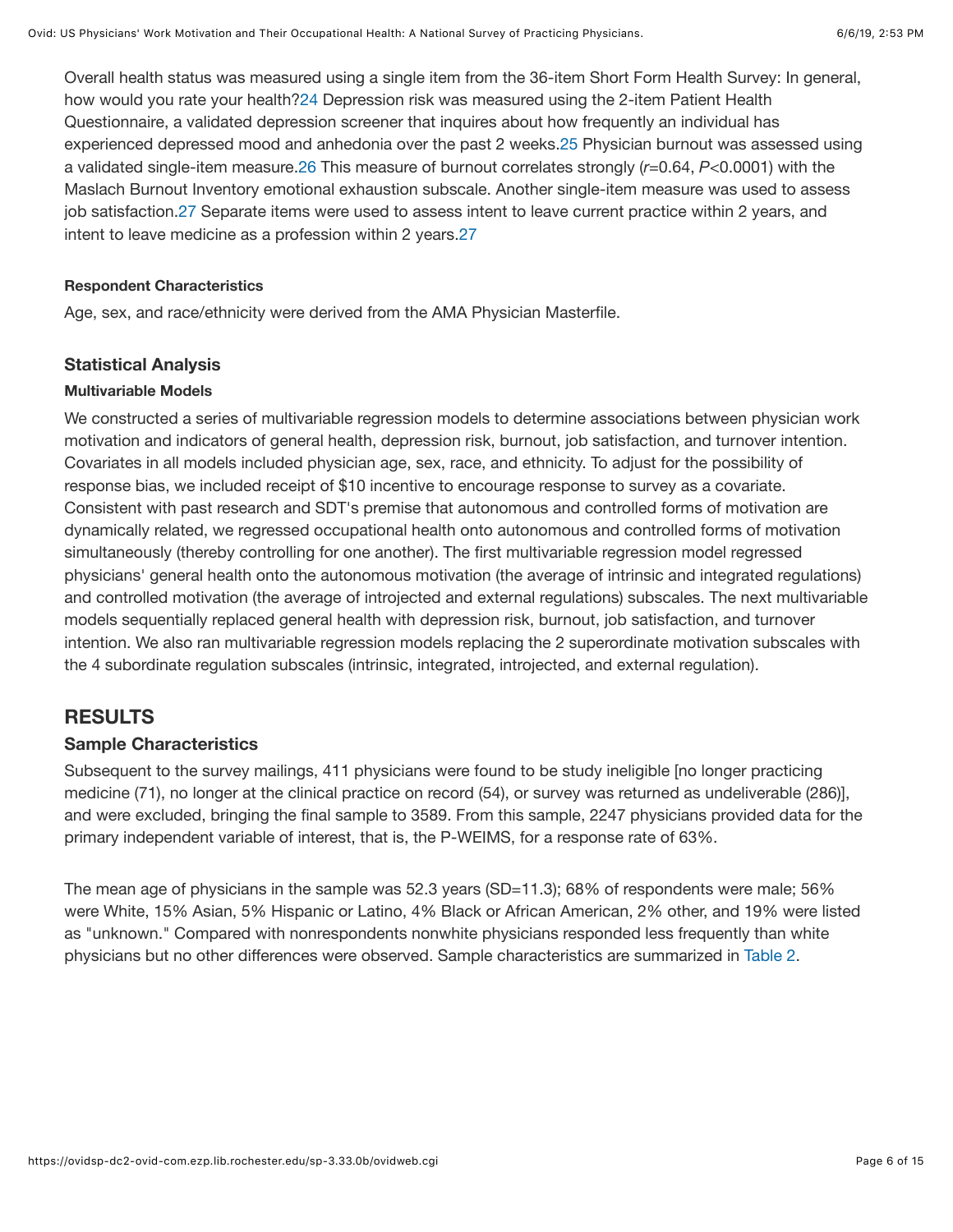Overall health status was measured using a single item from the 36-item Short Form Health Survey: In general, how would you rate your health?[24] Depression risk was measured using the 2-item Patient Health Questionnaire, a validated depression screener that inquires about how frequently an individual has experienced depressed mood and anhedonia over the past 2 weeks.[25] Physician burnout was assessed using a validated single-item measure.[26] This measure of burnout correlates strongly ($r$=0.64, $P$<0.0001) with the Maslach Burnout Inventory emotional exhaustion subscale. Another single-item measure was used to assess job satisfaction.[27] Separate items were used to assess intent to leave current practice within 2 years, and intent to leave medicine as a profession within 2 years.[27]

#### Respondent Characteristics

Age, sex, and race/ethnicity were derived from the AMA Physician Masterfile.

### Statistical Analysis

#### Multivariable Models

We constructed a series of multivariable regression models to determine associations between physician work motivation and indicators of general health, depression risk, burnout, job satisfaction, and turnover intention. Covariates in all models included physician age, sex, race, and ethnicity. To adjust for the possibility of response bias, we included receipt of $10 incentive to encourage response to survey as a covariate. Consistent with past research and SDT's premise that autonomous and controlled forms of motivation are dynamically related, we regressed occupational health onto autonomous and controlled forms of motivation simultaneously (thereby controlling for one another). The first multivariable regression model regressed physicians' general health onto the autonomous motivation (the average of intrinsic and integrated regulations) and controlled motivation (the average of introjected and external regulations) subscales. The next multivariable models sequentially replaced general health with depression risk, burnout, job satisfaction, and turnover intention. We also ran multivariable regression models replacing the 2 superordinate motivation subscales with the 4 subordinate regulation subscales (intrinsic, integrated, introjected, and external regulation).

## RESULTS

### Sample Characteristics

Subsequent to the survey mailings, 411 physicians were found to be study ineligible [no longer practicing medicine (71), no longer at the clinical practice on record (54), or survey was returned as undeliverable (286)], and were excluded, bringing the final sample to 3589. From this sample, 2247 physicians provided data for the primary independent variable of interest, that is, the P-WEIMS, for a response rate of 63%.

The mean age of physicians in the sample was 52.3 years (SD=11.3); 68% of respondents were male; 56% were White, 15% Asian, 5% Hispanic or Latino, 4% Black or African American, 2% other, and 19% were listed as "unknown." Compared with nonrespondents nonwhite physicians responded less frequently than white physicians but no other differences were observed. Sample characteristics are summarized in Table 2.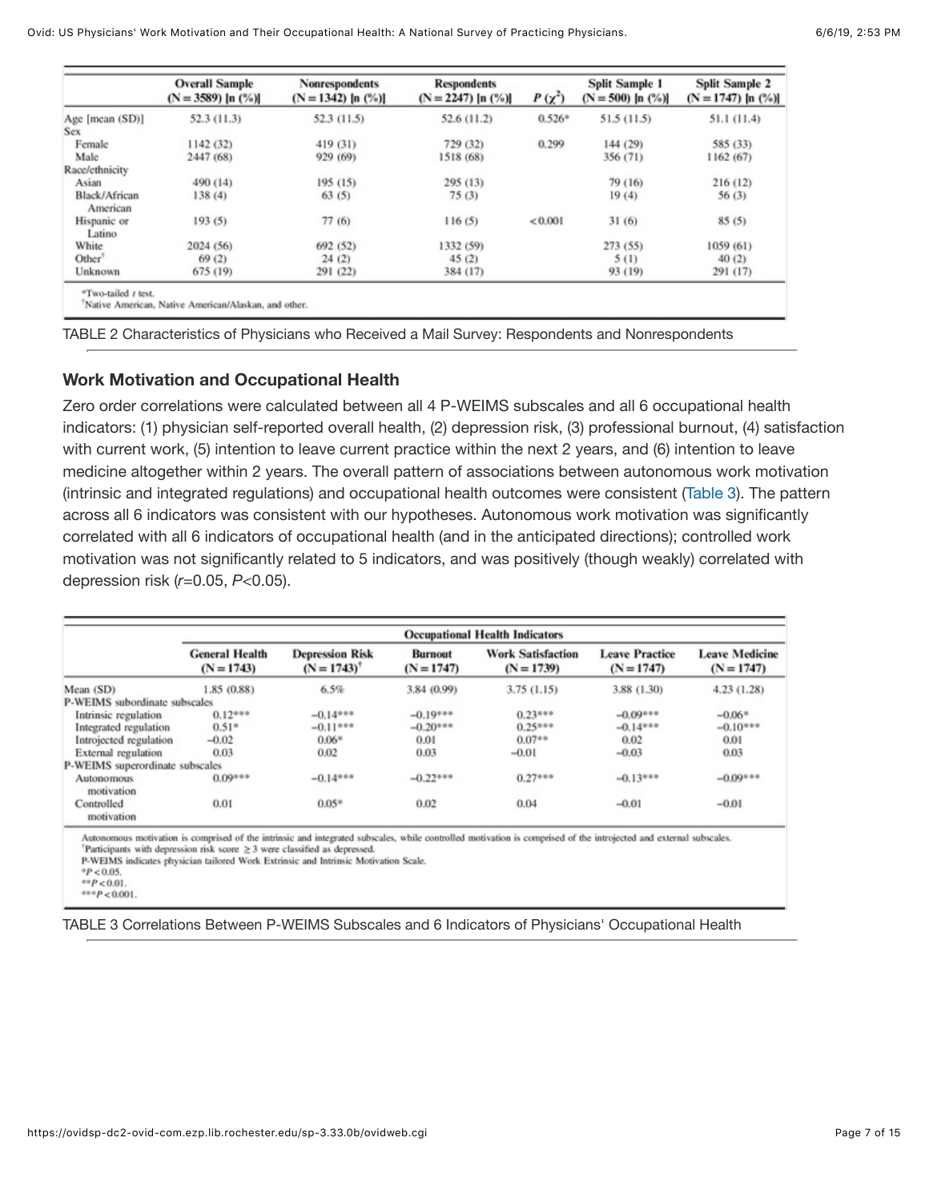| | Overall Sample (N = 3589) [n (%)] | Nonrespondents (N = 1342) [n (%)] | Respondents (N = 2247) [n (%)] | $P$ ($\chi^2$) | Split Sample 1 (N = 500) [n (%)] | Split Sample 2 (N = 1747) [n (%)] |
|---|---|---|---|---|---|---|
| Age [mean (SD)] | 52.3 (11.3) | 52.3 (11.5) | 52.6 (11.2) | 0.526* | 51.5 (11.5) | 51.1 (11.4) |
| Sex | | | | | | |
| Female | 1142 (32) | 419 (31) | 729 (32) | 0.299 | 144 (29) | 585 (33) |
| Male | 2447 (68) | 929 (69) | 1518 (68) | | 356 (71) | 1162 (67) |
| Race/ethnicity | | | | | | |
| Asian | 490 (14) | 195 (15) | 295 (13) | | 79 (16) | 216 (12) |
| Black/African American | 138 (4) | 63 (5) | 75 (3) | | 19 (4) | 56 (3) |
| Hispanic or Latino | 193 (5) | 77 (6) | 116 (5) | <0.001 | 31 (6) | 85 (5) |
| White | 2024 (56) | 692 (52) | 1332 (59) | | 273 (55) | 1059 (61) |
| Other[†] | 69 (2) | 24 (2) | 45 (2) | | 5 (1) | 40 (2) |
| Unknown | 675 (19) | 291 (22) | 384 (17) | | 93 (19) | 291 (17) |

*Two-tailed $t$ test.
[†]Native American, Native American/Alaskan, and other.

TABLE 2 Characteristics of Physicians who Received a Mail Survey: Respondents and Nonrespondents

### Work Motivation and Occupational Health

Zero order correlations were calculated between all 4 P-WEIMS subscales and all 6 occupational health indicators: (1) physician self-reported overall health, (2) depression risk, (3) professional burnout, (4) satisfaction with current work, (5) intention to leave current practice within the next 2 years, and (6) intention to leave medicine altogether within 2 years. The overall pattern of associations between autonomous work motivation (intrinsic and integrated regulations) and occupational health outcomes were consistent (Table 3). The pattern across all 6 indicators was consistent with our hypotheses. Autonomous work motivation was significantly correlated with all 6 indicators of occupational health (and in the anticipated directions); controlled work motivation was not significantly related to 5 indicators, and was positively (though weakly) correlated with depression risk ($r$=0.05, $P$<0.05).

| | Occupational Health Indicators | | | | | |
|---|---|---|---|---|---|---|
| | General Health (N = 1743) | Depression Risk (N = 1743)[†] | Burnout (N = 1747) | Work Satisfaction (N = 1739) | Leave Practice (N = 1747) | Leave Medicine (N = 1747) |
| Mean (SD) | 1.85 (0.88) | 6.5% | 3.84 (0.99) | 3.75 (1.15) | 3.88 (1.30) | 4.23 (1.28) |
| P-WEIMS subordinate subscales | | | | | | |
| Intrinsic regulation | 0.12*** | −0.14*** | −0.19*** | 0.23*** | −0.09*** | −0.06* |
| Integrated regulation | 0.51* | −0.11*** | −0.20*** | 0.25*** | −0.14*** | −0.10*** |
| Introjected regulation | −0.02 | 0.06* | 0.01 | 0.07** | 0.02 | 0.01 |
| External regulation | 0.03 | 0.02 | 0.03 | −0.01 | −0.03 | 0.03 |
| P-WEIMS superordinate subscales | | | | | | |
| Autonomous motivation | 0.09*** | −0.14*** | −0.22*** | 0.27*** | −0.13*** | −0.09*** |
| Controlled motivation | 0.01 | 0.05* | 0.02 | 0.04 | −0.01 | −0.01 |

Autonomous motivation is comprised of the intrinsic and integrated subscales, while controlled motivation is comprised of the introjected and external subscales.
[†]Participants with depression risk score ≥ 3 were classified as depressed.
P-WEIMS indicates physician tailored Work Extrinsic and Intrinsic Motivation Scale.
*$P$ < 0.05.
**$P$ < 0.01.
***$P$ < 0.001.

TABLE 3 Correlations Between P-WEIMS Subscales and 6 Indicators of Physicians' Occupational Health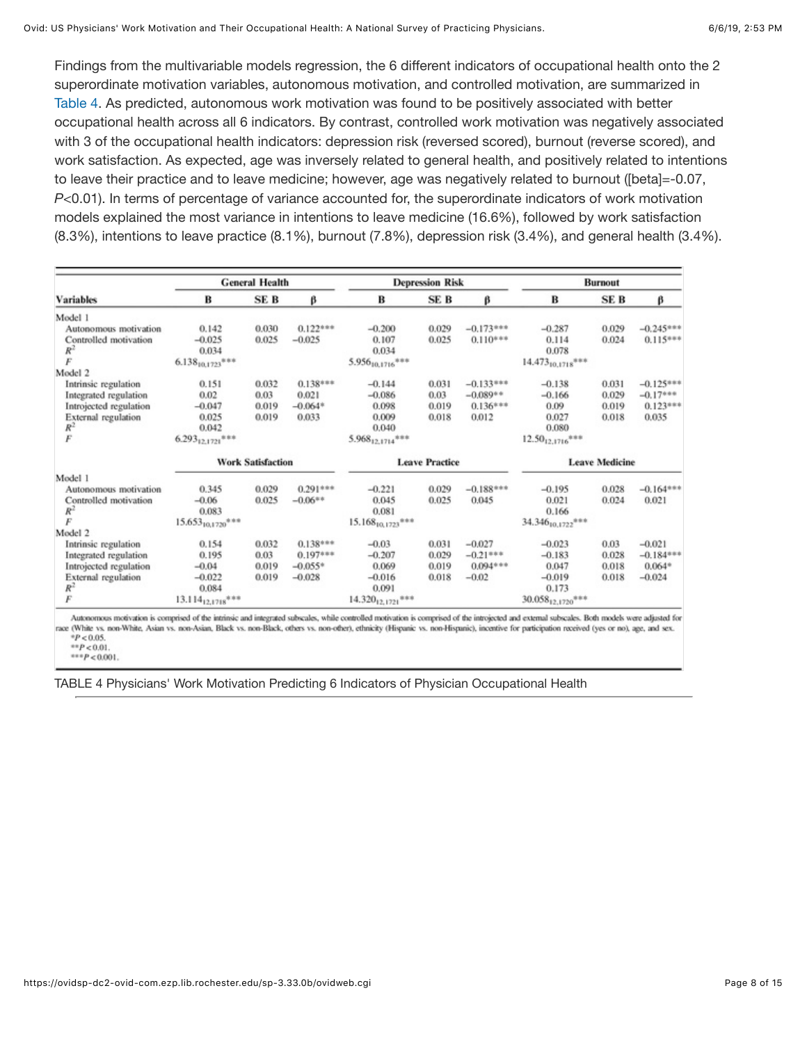Findings from the multivariable models regression, the 6 different indicators of occupational health onto the 2 superordinate motivation variables, autonomous motivation, and controlled motivation, are summarized in Table 4. As predicted, autonomous work motivation was found to be positively associated with better occupational health across all 6 indicators. By contrast, controlled work motivation was negatively associated with 3 of the occupational health indicators: depression risk (reversed scored), burnout (reverse scored), and work satisfaction. As expected, age was inversely related to general health, and positively related to intentions to leave their practice and to leave medicine; however, age was negatively related to burnout ([beta]=-0.07, $P<0.01$). In terms of percentage of variance accounted for, the superordinate indicators of work motivation models explained the most variance in intentions to leave medicine (16.6%), followed by work satisfaction (8.3%), intentions to leave practice (8.1%), burnout (7.8%), depression risk (3.4%), and general health (3.4%).

| Variables | General Health | | | Depression Risk | | | Burnout | | |
|---|---|---|---|---|---|---|---|---|---|
| | B | SE B | β | B | SE B | β | B | SE B | β |
| Model 1 | | | | | | | | | |
| Autonomous motivation | 0.142 | 0.030 | 0.122*** | −0.200 | 0.029 | −0.173*** | −0.287 | 0.029 | −0.245*** |
| Controlled motivation | −0.025 | 0.025 | −0.025 | 0.107 | 0.025 | 0.110*** | 0.114 | 0.024 | 0.115*** |
| $R^2$ | 0.034 | | | 0.034 | | | 0.078 | | |
| $F$ | $6.138_{10,1723}$*** | | | $5.956_{10,1716}$*** | | | $14.473_{10,1718}$*** | | |
| Model 2 | | | | | | | | | |
| Intrinsic regulation | 0.151 | 0.032 | 0.138*** | −0.144 | 0.031 | −0.133*** | −0.138 | 0.031 | −0.125*** |
| Integrated regulation | 0.02 | 0.03 | 0.021 | −0.086 | 0.03 | −0.089** | −0.166 | 0.029 | −0.17*** |
| Introjected regulation | −0.047 | 0.019 | −0.064* | 0.098 | 0.019 | 0.136*** | 0.09 | 0.019 | 0.123*** |
| External regulation | 0.025 | 0.019 | 0.033 | 0.009 | 0.018 | 0.012 | 0.027 | 0.018 | 0.035 |
| $R^2$ | 0.042 | | | 0.040 | | | 0.080 | | |
| $F$ | $6.293_{12,1721}$*** | | | $5.968_{12,1714}$*** | | | $12.50_{12,1716}$*** | | |
| | **Work Satisfaction** | | | **Leave Practice** | | | **Leave Medicine** | | |
| Model 1 | | | | | | | | | |
| Autonomous motivation | 0.345 | 0.029 | 0.291*** | −0.221 | 0.029 | −0.188*** | −0.195 | 0.028 | −0.164*** |
| Controlled motivation | −0.06 | 0.025 | −0.06** | 0.045 | 0.025 | 0.045 | 0.021 | 0.024 | 0.021 |
| $R^2$ | 0.083 | | | 0.081 | | | 0.166 | | |
| $F$ | $15.653_{10,1720}$*** | | | $15.168_{10,1723}$*** | | | $34.346_{10,1722}$*** | | |
| Model 2 | | | | | | | | | |
| Intrinsic regulation | 0.154 | 0.032 | 0.138*** | −0.03 | 0.031 | −0.027 | −0.023 | 0.03 | −0.021 |
| Integrated regulation | 0.195 | 0.03 | 0.197*** | −0.207 | 0.029 | −0.21*** | −0.183 | 0.028 | −0.184*** |
| Introjected regulation | −0.04 | 0.019 | −0.055* | 0.069 | 0.019 | 0.094*** | 0.047 | 0.018 | 0.064* |
| External regulation | −0.022 | 0.019 | −0.028 | −0.016 | 0.018 | −0.02 | −0.019 | 0.018 | −0.024 |
| $R^2$ | 0.084 | | | 0.091 | | | 0.173 | | |
| $F$ | $13.114_{12,1718}$*** | | | $14.320_{12,1721}$*** | | | $30.058_{12,1720}$*** | | |

Autonomous motivation is comprised of the intrinsic and integrated subscales, while controlled motivation is comprised of the introjected and external subscales. Both models were adjusted for race (White vs. non-White, Asian vs. non-Asian, Black vs. non-Black, others vs. non-other), ethnicity (Hispanic vs. non-Hispanic), incentive for participation received (yes or no), age, and sex.

*$P<0.05$.

**$P<0.01$.

***$P<0.001$.

TABLE 4 Physicians' Work Motivation Predicting 6 Indicators of Physician Occupational Health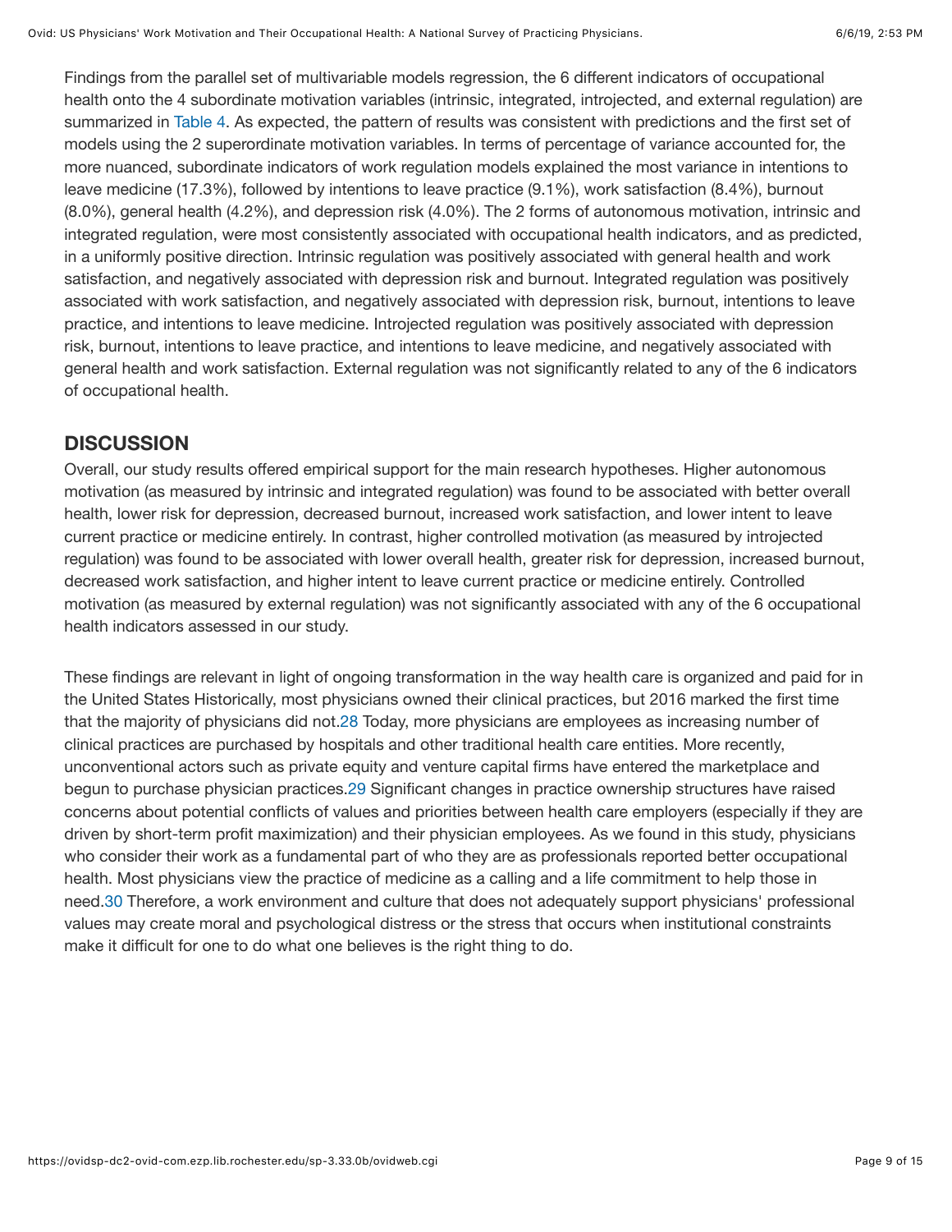Findings from the parallel set of multivariable models regression, the 6 different indicators of occupational health onto the 4 subordinate motivation variables (intrinsic, integrated, introjected, and external regulation) are summarized in Table 4. As expected, the pattern of results was consistent with predictions and the first set of models using the 2 superordinate motivation variables. In terms of percentage of variance accounted for, the more nuanced, subordinate indicators of work regulation models explained the most variance in intentions to leave medicine (17.3%), followed by intentions to leave practice (9.1%), work satisfaction (8.4%), burnout (8.0%), general health (4.2%), and depression risk (4.0%). The 2 forms of autonomous motivation, intrinsic and integrated regulation, were most consistently associated with occupational health indicators, and as predicted, in a uniformly positive direction. Intrinsic regulation was positively associated with general health and work satisfaction, and negatively associated with depression risk and burnout. Integrated regulation was positively associated with work satisfaction, and negatively associated with depression risk, burnout, intentions to leave practice, and intentions to leave medicine. Introjected regulation was positively associated with depression risk, burnout, intentions to leave practice, and intentions to leave medicine, and negatively associated with general health and work satisfaction. External regulation was not significantly related to any of the 6 indicators of occupational health.

## DISCUSSION

Overall, our study results offered empirical support for the main research hypotheses. Higher autonomous motivation (as measured by intrinsic and integrated regulation) was found to be associated with better overall health, lower risk for depression, decreased burnout, increased work satisfaction, and lower intent to leave current practice or medicine entirely. In contrast, higher controlled motivation (as measured by introjected regulation) was found to be associated with lower overall health, greater risk for depression, increased burnout, decreased work satisfaction, and higher intent to leave current practice or medicine entirely. Controlled motivation (as measured by external regulation) was not significantly associated with any of the 6 occupational health indicators assessed in our study.

These findings are relevant in light of ongoing transformation in the way health care is organized and paid for in the United States Historically, most physicians owned their clinical practices, but 2016 marked the first time that the majority of physicians did not.[28] Today, more physicians are employees as increasing number of clinical practices are purchased by hospitals and other traditional health care entities. More recently, unconventional actors such as private equity and venture capital firms have entered the marketplace and begun to purchase physician practices.[29] Significant changes in practice ownership structures have raised concerns about potential conflicts of values and priorities between health care employers (especially if they are driven by short-term profit maximization) and their physician employees. As we found in this study, physicians who consider their work as a fundamental part of who they are as professionals reported better occupational health. Most physicians view the practice of medicine as a calling and a life commitment to help those in need.[30] Therefore, a work environment and culture that does not adequately support physicians' professional values may create moral and psychological distress or the stress that occurs when institutional constraints make it difficult for one to do what one believes is the right thing to do.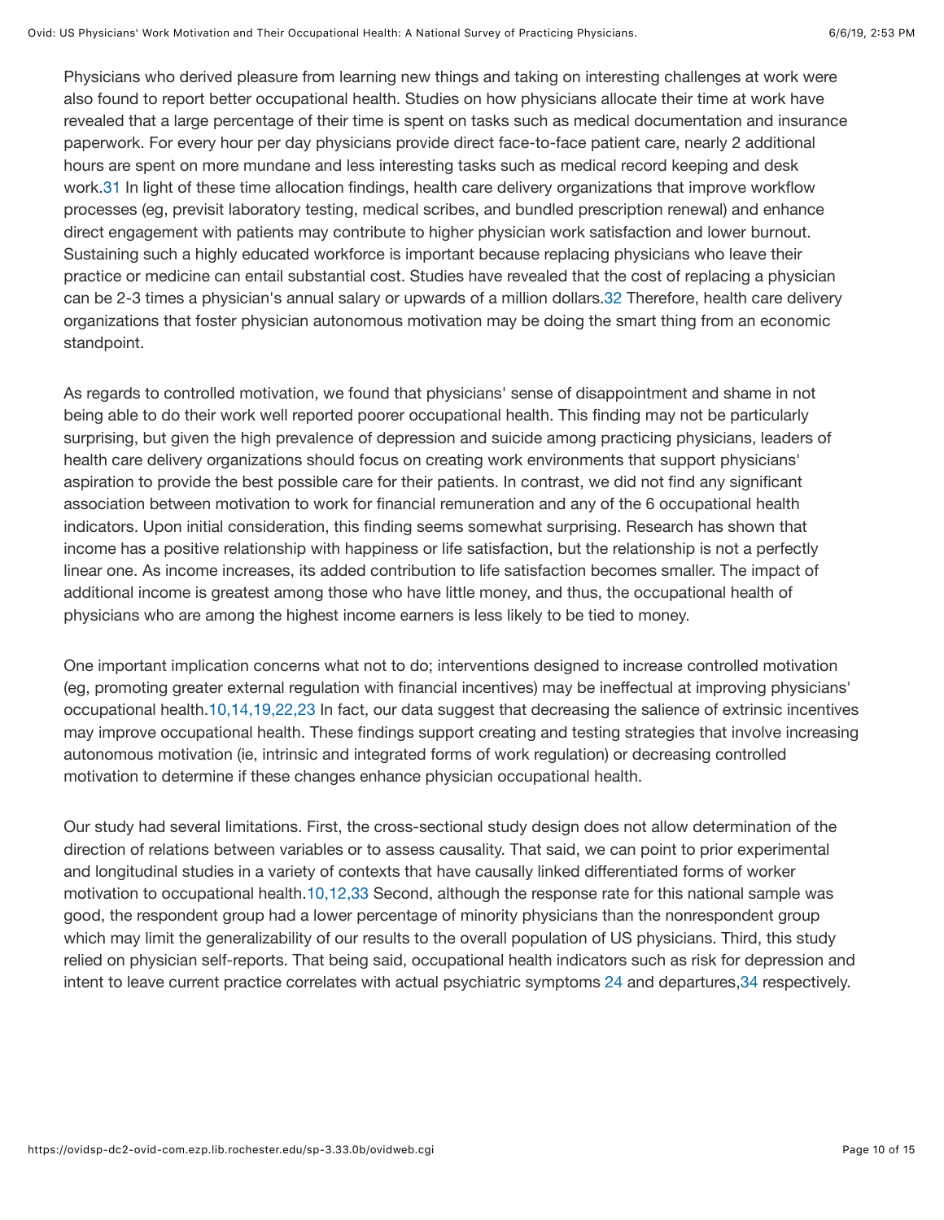Physicians who derived pleasure from learning new things and taking on interesting challenges at work were also found to report better occupational health. Studies on how physicians allocate their time at work have revealed that a large percentage of their time is spent on tasks such as medical documentation and insurance paperwork. For every hour per day physicians provide direct face-to-face patient care, nearly 2 additional hours are spent on more mundane and less interesting tasks such as medical record keeping and desk work.[31] In light of these time allocation findings, health care delivery organizations that improve workflow processes (eg, previsit laboratory testing, medical scribes, and bundled prescription renewal) and enhance direct engagement with patients may contribute to higher physician work satisfaction and lower burnout. Sustaining such a highly educated workforce is important because replacing physicians who leave their practice or medicine can entail substantial cost. Studies have revealed that the cost of replacing a physician can be 2-3 times a physician's annual salary or upwards of a million dollars.[32] Therefore, health care delivery organizations that foster physician autonomous motivation may be doing the smart thing from an economic standpoint.

As regards to controlled motivation, we found that physicians' sense of disappointment and shame in not being able to do their work well reported poorer occupational health. This finding may not be particularly surprising, but given the high prevalence of depression and suicide among practicing physicians, leaders of health care delivery organizations should focus on creating work environments that support physicians' aspiration to provide the best possible care for their patients. In contrast, we did not find any significant association between motivation to work for financial remuneration and any of the 6 occupational health indicators. Upon initial consideration, this finding seems somewhat surprising. Research has shown that income has a positive relationship with happiness or life satisfaction, but the relationship is not a perfectly linear one. As income increases, its added contribution to life satisfaction becomes smaller. The impact of additional income is greatest among those who have little money, and thus, the occupational health of physicians who are among the highest income earners is less likely to be tied to money.

One important implication concerns what not to do; interventions designed to increase controlled motivation (eg, promoting greater external regulation with financial incentives) may be ineffectual at improving physicians' occupational health.[10,14,19,22,23] In fact, our data suggest that decreasing the salience of extrinsic incentives may improve occupational health. These findings support creating and testing strategies that involve increasing autonomous motivation (ie, intrinsic and integrated forms of work regulation) or decreasing controlled motivation to determine if these changes enhance physician occupational health.

Our study had several limitations. First, the cross-sectional study design does not allow determination of the direction of relations between variables or to assess causality. That said, we can point to prior experimental and longitudinal studies in a variety of contexts that have causally linked differentiated forms of worker motivation to occupational health.[10,12,33] Second, although the response rate for this national sample was good, the respondent group had a lower percentage of minority physicians than the nonrespondent group which may limit the generalizability of our results to the overall population of US physicians. Third, this study relied on physician self-reports. That being said, occupational health indicators such as risk for depression and intent to leave current practice correlates with actual psychiatric symptoms [24] and departures,[34] respectively.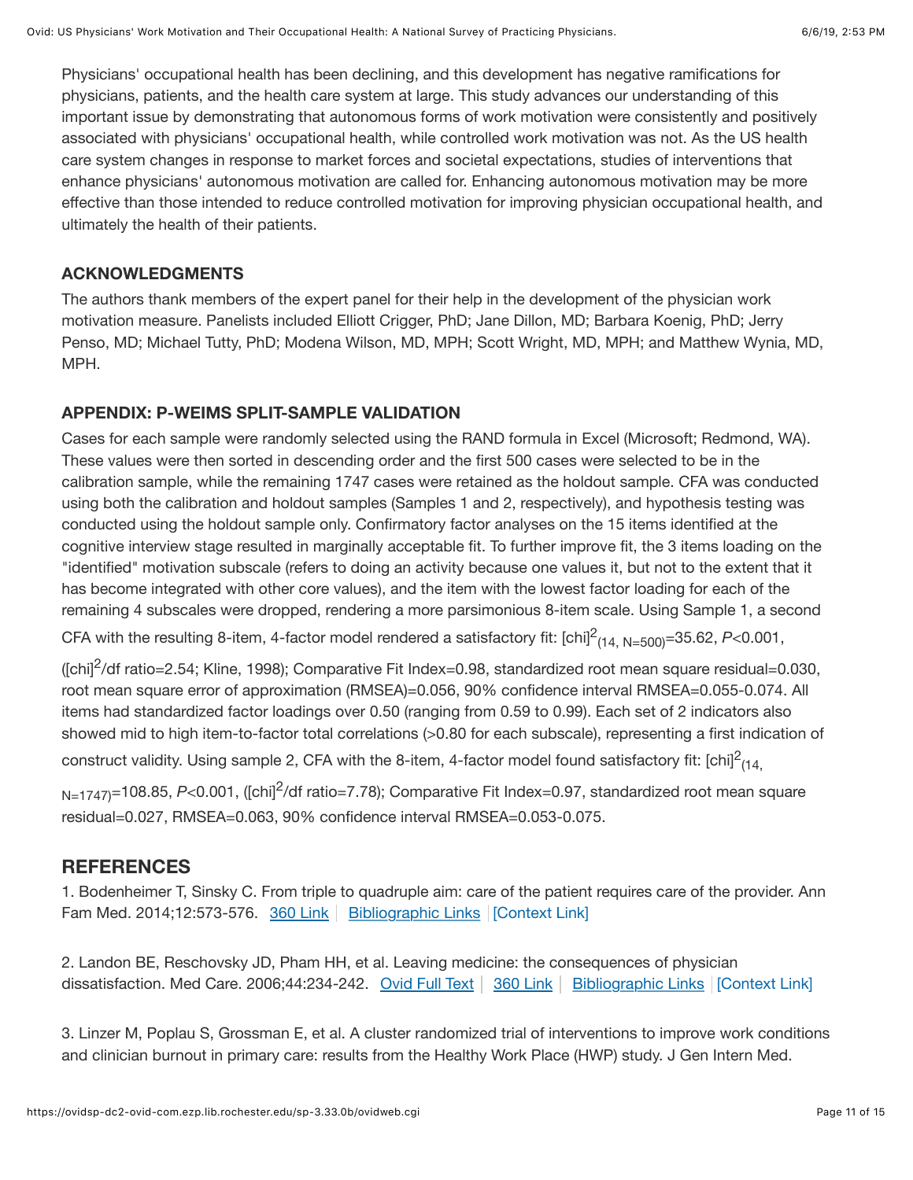Physicians' occupational health has been declining, and this development has negative ramifications for physicians, patients, and the health care system at large. This study advances our understanding of this important issue by demonstrating that autonomous forms of work motivation were consistently and positively associated with physicians' occupational health, while controlled work motivation was not. As the US health care system changes in response to market forces and societal expectations, studies of interventions that enhance physicians' autonomous motivation are called for. Enhancing autonomous motivation may be more effective than those intended to reduce controlled motivation for improving physician occupational health, and ultimately the health of their patients.

## ACKNOWLEDGMENTS

The authors thank members of the expert panel for their help in the development of the physician work motivation measure. Panelists included Elliott Crigger, PhD; Jane Dillon, MD; Barbara Koenig, PhD; Jerry Penso, MD; Michael Tutty, PhD; Modena Wilson, MD, MPH; Scott Wright, MD, MPH; and Matthew Wynia, MD, MPH.

## APPENDIX: P-WEIMS SPLIT-SAMPLE VALIDATION

Cases for each sample were randomly selected using the RAND formula in Excel (Microsoft; Redmond, WA). These values were then sorted in descending order and the first 500 cases were selected to be in the calibration sample, while the remaining 1747 cases were retained as the holdout sample. CFA was conducted using both the calibration and holdout samples (Samples 1 and 2, respectively), and hypothesis testing was conducted using the holdout sample only. Confirmatory factor analyses on the 15 items identified at the cognitive interview stage resulted in marginally acceptable fit. To further improve fit, the 3 items loading on the "identified" motivation subscale (refers to doing an activity because one values it, but not to the extent that it has become integrated with other core values), and the item with the lowest factor loading for each of the remaining 4 subscales were dropped, rendering a more parsimonious 8-item scale. Using Sample 1, a second CFA with the resulting 8-item, 4-factor model rendered a satisfactory fit: $[\chi]^2_{(14,\ N=500)}=35.62$, $P<0.001$, ($[\chi]^2/\text{df}$ ratio=2.54; Kline, 1998); Comparative Fit Index=0.98, standardized root mean square residual=0.030, root mean square error of approximation (RMSEA)=0.056, 90% confidence interval RMSEA=0.055-0.074. All items had standardized factor loadings over 0.50 (ranging from 0.59 to 0.99). Each set of 2 indicators also showed mid to high item-to-factor total correlations (>0.80 for each subscale), representing a first indication of construct validity. Using sample 2, CFA with the 8-item, 4-factor model found satisfactory fit: $[\chi]^2_{(14,\ N=1747)}=108.85$, $P<0.001$, ($[\chi]^2/\text{df}$ ratio=7.78); Comparative Fit Index=0.97, standardized root mean square residual=0.027, RMSEA=0.063, 90% confidence interval RMSEA=0.053-0.075.

## REFERENCES

1. Bodenheimer T, Sinsky C. From triple to quadruple aim: care of the patient requires care of the provider. Ann Fam Med. 2014;12:573-576. 360 Link | Bibliographic Links | [Context Link]

2. Landon BE, Reschovsky JD, Pham HH, et al. Leaving medicine: the consequences of physician dissatisfaction. Med Care. 2006;44:234-242. Ovid Full Text | 360 Link | Bibliographic Links | [Context Link]

3. Linzer M, Poplau S, Grossman E, et al. A cluster randomized trial of interventions to improve work conditions and clinician burnout in primary care: results from the Healthy Work Place (HWP) study. J Gen Intern Med.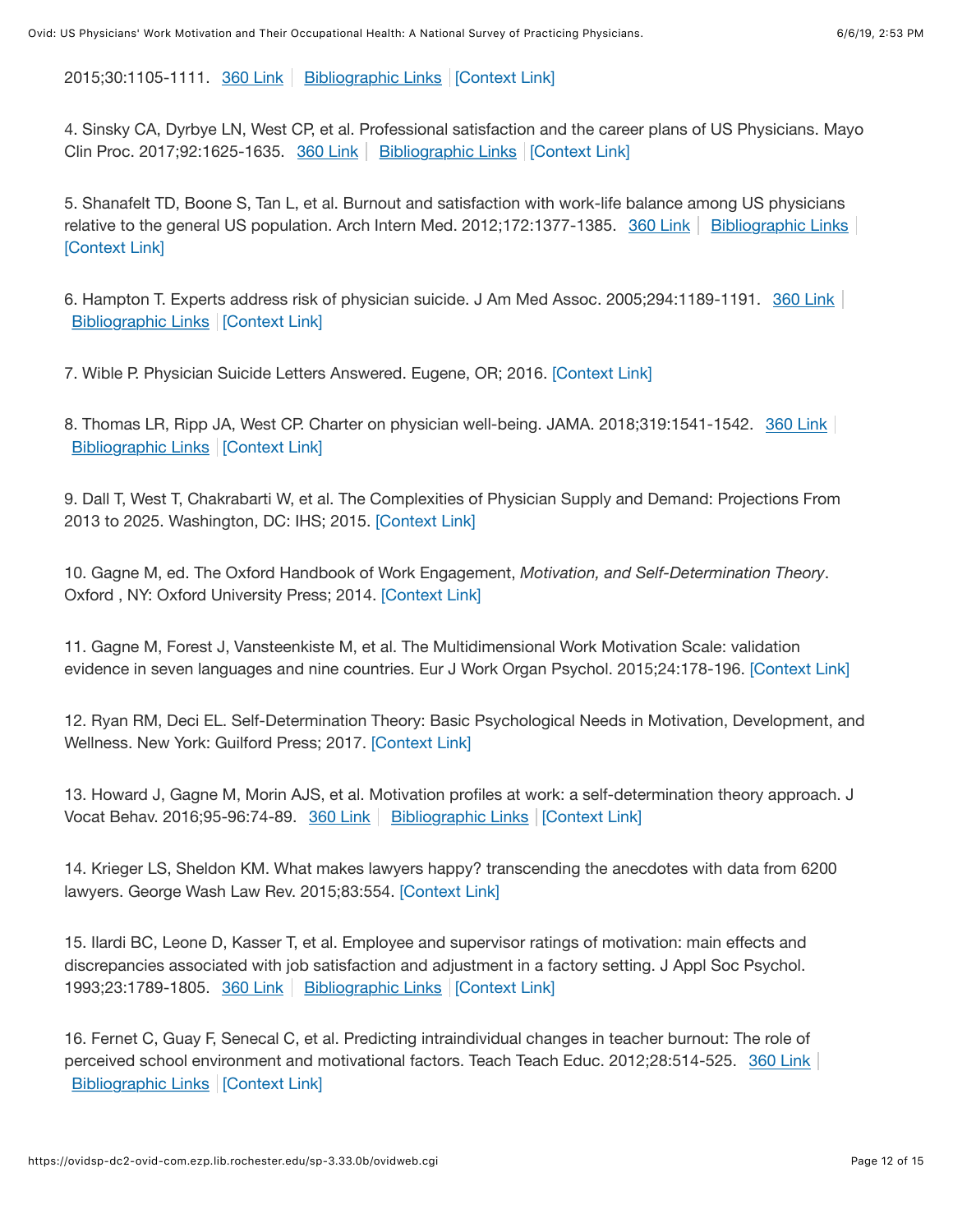2015;30:1105-1111. 360 Link | Bibliographic Links | [Context Link]

4. Sinsky CA, Dyrbye LN, West CP, et al. Professional satisfaction and the career plans of US Physicians. Mayo Clin Proc. 2017;92:1625-1635. 360 Link | Bibliographic Links | [Context Link]

5. Shanafelt TD, Boone S, Tan L, et al. Burnout and satisfaction with work-life balance among US physicians relative to the general US population. Arch Intern Med. 2012;172:1377-1385. 360 Link | Bibliographic Links | [Context Link]

6. Hampton T. Experts address risk of physician suicide. J Am Med Assoc. 2005;294:1189-1191. 360 Link | Bibliographic Links | [Context Link]

7. Wible P. Physician Suicide Letters Answered. Eugene, OR; 2016. [Context Link]

8. Thomas LR, Ripp JA, West CP. Charter on physician well-being. JAMA. 2018;319:1541-1542. 360 Link | Bibliographic Links | [Context Link]

9. Dall T, West T, Chakrabarti W, et al. The Complexities of Physician Supply and Demand: Projections From 2013 to 2025. Washington, DC: IHS; 2015. [Context Link]

10. Gagne M, ed. The Oxford Handbook of Work Engagement, *Motivation, and Self-Determination Theory*. Oxford , NY: Oxford University Press; 2014. [Context Link]

11. Gagne M, Forest J, Vansteenkiste M, et al. The Multidimensional Work Motivation Scale: validation evidence in seven languages and nine countries. Eur J Work Organ Psychol. 2015;24:178-196. [Context Link]

12. Ryan RM, Deci EL. Self-Determination Theory: Basic Psychological Needs in Motivation, Development, and Wellness. New York: Guilford Press; 2017. [Context Link]

13. Howard J, Gagne M, Morin AJS, et al. Motivation profiles at work: a self-determination theory approach. J Vocat Behav. 2016;95-96:74-89. 360 Link | Bibliographic Links | [Context Link]

14. Krieger LS, Sheldon KM. What makes lawyers happy? transcending the anecdotes with data from 6200 lawyers. George Wash Law Rev. 2015;83:554. [Context Link]

15. Ilardi BC, Leone D, Kasser T, et al. Employee and supervisor ratings of motivation: main effects and discrepancies associated with job satisfaction and adjustment in a factory setting. J Appl Soc Psychol. 1993;23:1789-1805. 360 Link | Bibliographic Links | [Context Link]

16. Fernet C, Guay F, Senecal C, et al. Predicting intraindividual changes in teacher burnout: The role of perceived school environment and motivational factors. Teach Teach Educ. 2012;28:514-525. 360 Link | Bibliographic Links | [Context Link]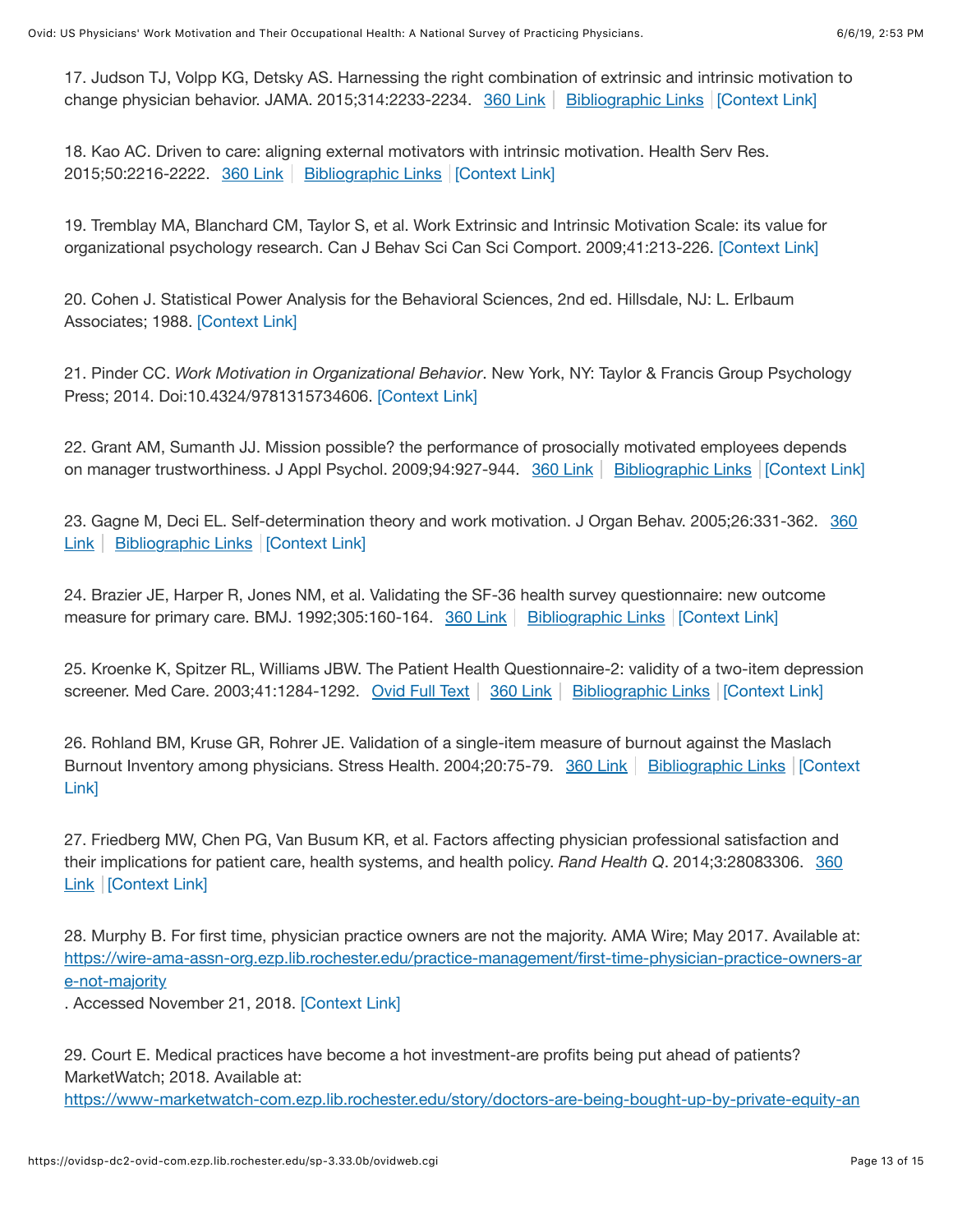17. Judson TJ, Volpp KG, Detsky AS. Harnessing the right combination of extrinsic and intrinsic motivation to change physician behavior. JAMA. 2015;314:2233-2234. 360 Link | Bibliographic Links | [Context Link]

18. Kao AC. Driven to care: aligning external motivators with intrinsic motivation. Health Serv Res. 2015;50:2216-2222. 360 Link | Bibliographic Links | [Context Link]

19. Tremblay MA, Blanchard CM, Taylor S, et al. Work Extrinsic and Intrinsic Motivation Scale: its value for organizational psychology research. Can J Behav Sci Can Sci Comport. 2009;41:213-226. [Context Link]

20. Cohen J. Statistical Power Analysis for the Behavioral Sciences, 2nd ed. Hillsdale, NJ: L. Erlbaum Associates; 1988. [Context Link]

21. Pinder CC. *Work Motivation in Organizational Behavior*. New York, NY: Taylor & Francis Group Psychology Press; 2014. Doi:10.4324/9781315734606. [Context Link]

22. Grant AM, Sumanth JJ. Mission possible? the performance of prosocially motivated employees depends on manager trustworthiness. J Appl Psychol. 2009;94:927-944. 360 Link | Bibliographic Links | [Context Link]

23. Gagne M, Deci EL. Self-determination theory and work motivation. J Organ Behav. 2005;26:331-362. 360 Link | Bibliographic Links | [Context Link]

24. Brazier JE, Harper R, Jones NM, et al. Validating the SF-36 health survey questionnaire: new outcome measure for primary care. BMJ. 1992;305:160-164. 360 Link | Bibliographic Links | [Context Link]

25. Kroenke K, Spitzer RL, Williams JBW. The Patient Health Questionnaire-2: validity of a two-item depression screener. Med Care. 2003;41:1284-1292. Ovid Full Text | 360 Link | Bibliographic Links | [Context Link]

26. Rohland BM, Kruse GR, Rohrer JE. Validation of a single-item measure of burnout against the Maslach Burnout Inventory among physicians. Stress Health. 2004;20:75-79. 360 Link | Bibliographic Links | [Context Link]

27. Friedberg MW, Chen PG, Van Busum KR, et al. Factors affecting physician professional satisfaction and their implications for patient care, health systems, and health policy. *Rand Health Q*. 2014;3:28083306. 360 Link | [Context Link]

28. Murphy B. For first time, physician practice owners are not the majority. AMA Wire; May 2017. Available at: https://wire-ama-assn-org.ezp.lib.rochester.edu/practice-management/first-time-physician-practice-owners-are-not-majority
. Accessed November 21, 2018. [Context Link]

29. Court E. Medical practices have become a hot investment-are profits being put ahead of patients? MarketWatch; 2018. Available at:
https://www-marketwatch-com.ezp.lib.rochester.edu/story/doctors-are-being-bought-up-by-private-equity-an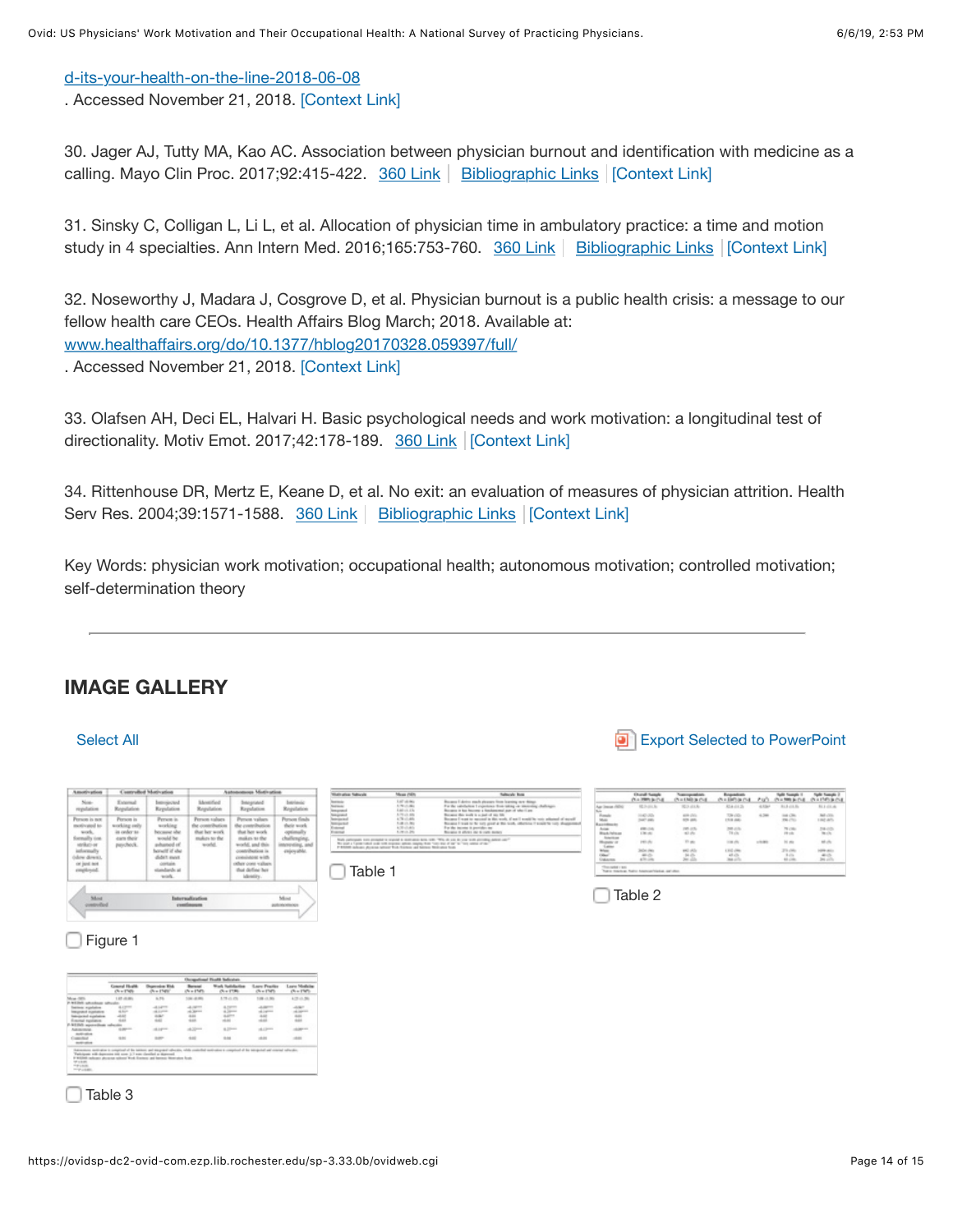d-its-your-health-on-the-line-2018-06-08
. Accessed November 21, 2018. [Context Link]

30. Jager AJ, Tutty MA, Kao AC. Association between physician burnout and identification with medicine as a calling. Mayo Clin Proc. 2017;92:415-422. 360 Link | Bibliographic Links | [Context Link]

31. Sinsky C, Colligan L, Li L, et al. Allocation of physician time in ambulatory practice: a time and motion study in 4 specialties. Ann Intern Med. 2016;165:753-760. 360 Link | Bibliographic Links | [Context Link]

32. Noseworthy J, Madara J, Cosgrove D, et al. Physician burnout is a public health crisis: a message to our fellow health care CEOs. Health Affairs Blog March; 2018. Available at: www.healthaffairs.org/do/10.1377/hblog20170328.059397/full/
. Accessed November 21, 2018. [Context Link]

33. Olafsen AH, Deci EL, Halvari H. Basic psychological needs and work motivation: a longitudinal test of directionality. Motiv Emot. 2017;42:178-189. 360 Link | [Context Link]

34. Rittenhouse DR, Mertz E, Keane D, et al. No exit: an evaluation of measures of physician attrition. Health Serv Res. 2004;39:1571-1588. 360 Link | Bibliographic Links | [Context Link]

Key Words: physician work motivation; occupational health; autonomous motivation; controlled motivation; self-determination theory

---

## IMAGE GALLERY

Select All | Export Selected to PowerPoint

Figure 1

Table 1

Table 2

Table 3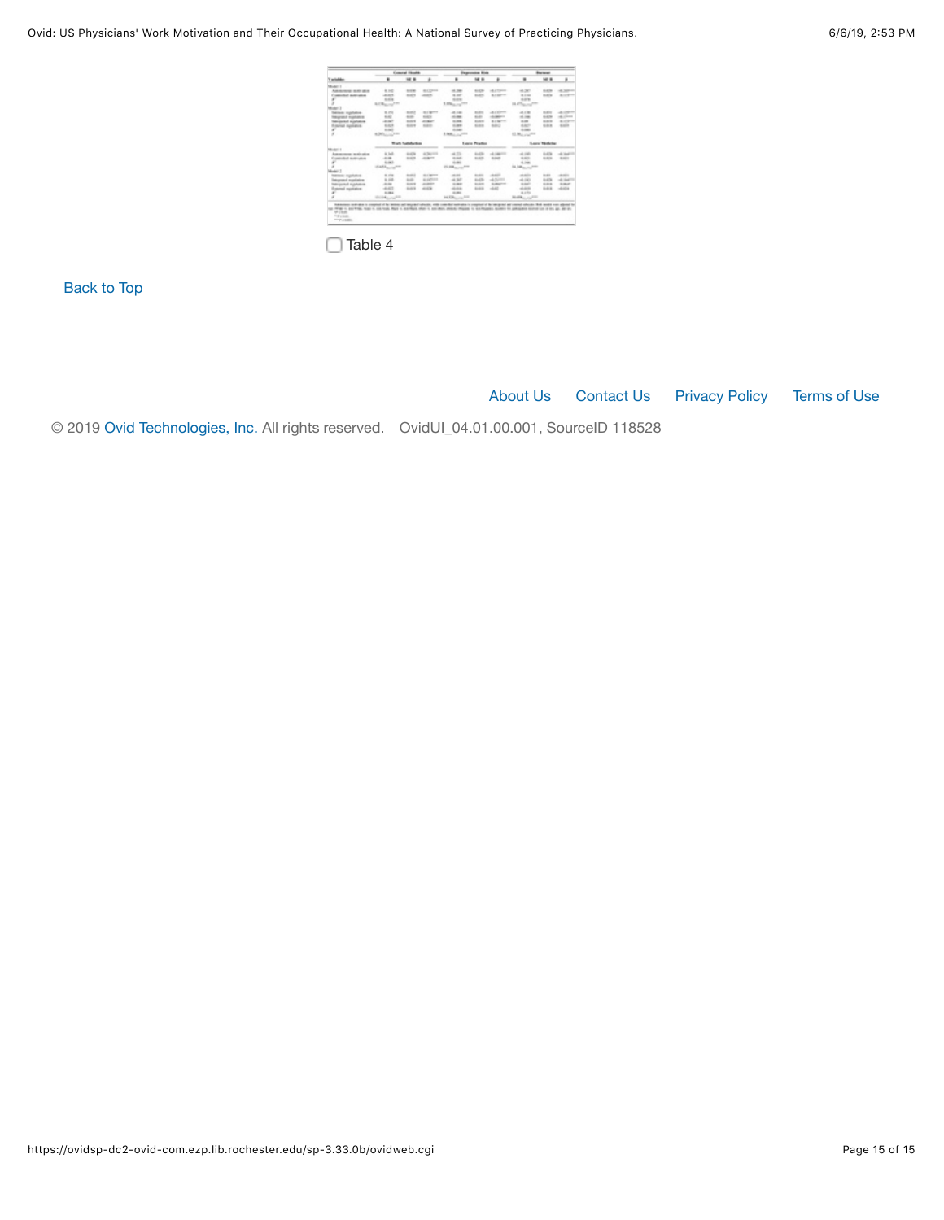Table 4

Back to Top

About Us Contact Us Privacy Policy Terms of Use

© 2019 Ovid Technologies, Inc. All rights reserved. OvidUI_04.01.00.001, SourceID 118528